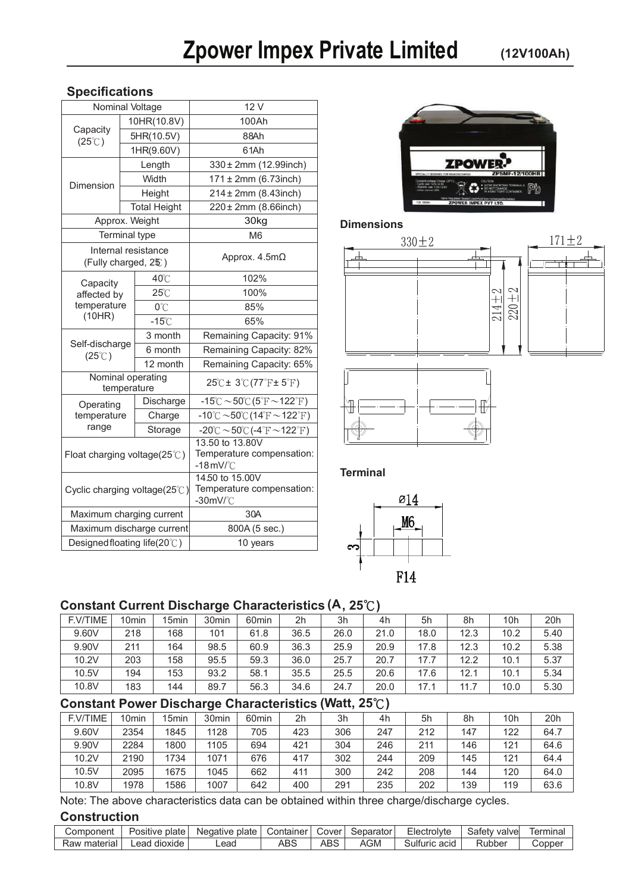# Zpower Impex Private Limited

**(12V100Ah)**

## Specifications

| | | |
|---|---|---|
| Nominal Voltage | | 12 V |
| Capacity (25℃) | 10HR(10.8V) | 100Ah |
| | 5HR(10.5V) | 88Ah |
| | 1HR(9.60V) | 61Ah |
| Dimension | Length | 330 ± 2mm (12.99inch) |
| | Width | 171 ± 2mm (6.73inch) |
| | Height | 214 ± 2mm (8.43inch) |
| | Total Height | 220 ± 2mm (8.66inch) |
| Approx. Weight | | 30kg |
| Terminal type | | M6 |
| Internal resistance (Fully charged, 25℃) | | Approx. 4.5mΩ |
| Capacity affected by temperature (10HR) | 40℃ | 102% |
| | 25℃ | 100% |
| | 0℃ | 85% |
| | -15℃ | 65% |
| Self-discharge (25℃) | 3 month | Remaining Capacity: 91% |
| | 6 month | Remaining Capacity: 82% |
| | 12 month | Remaining Capacity: 65% |
| Nominal operating temperature | | 25℃ ± 3℃ (77°F ± 5°F) |
| Operating temperature range | Discharge | -15℃ ~ 50℃ (5°F ~ 122°F) |
| | Charge | -10℃ ~ 50℃ (14°F ~ 122°F) |
| | Storage | -20℃ ~ 50℃ (-4°F ~ 122°F) |
| Float charging voltage(25℃) | | 13.50 to 13.80V Temperature compensation: -18mV/℃ |
| Cyclic charging voltage(25℃) | | 14.50 to 15.00V Temperature compensation: -30mV/℃ |
| Maximum charging current | | 30A |
| Maximum discharge current | | 800A (5 sec.) |
| Designed floating life(20℃) | | 10 years |

### Dimensions

330±2, 171±2, 214±2, 220±2

### Terminal

Ø14, M6, 3, F14

## Constant Current Discharge Characteristics (A, 25℃)

| F.V/TIME | 10min | 15min | 30min | 60min | 2h | 3h | 4h | 5h | 8h | 10h | 20h |
|---|---|---|---|---|---|---|---|---|---|---|---|
| 9.60V | 218 | 168 | 101 | 61.8 | 36.5 | 26.0 | 21.0 | 18.0 | 12.3 | 10.2 | 5.40 |
| 9.90V | 211 | 164 | 98.5 | 60.9 | 36.3 | 25.9 | 20.9 | 17.8 | 12.3 | 10.2 | 5.38 |
| 10.2V | 203 | 158 | 95.5 | 59.3 | 36.0 | 25.7 | 20.7 | 17.7 | 12.2 | 10.1 | 5.37 |
| 10.5V | 194 | 153 | 93.2 | 58.1 | 35.5 | 25.5 | 20.6 | 17.6 | 12.1 | 10.1 | 5.34 |
| 10.8V | 183 | 144 | 89.7 | 56.3 | 34.6 | 24.7 | 20.0 | 17.1 | 11.7 | 10.0 | 5.30 |

## Constant Power Discharge Characteristics (Watt, 25℃)

| F.V/TIME | 10min | 15min | 30min | 60min | 2h | 3h | 4h | 5h | 8h | 10h | 20h |
|---|---|---|---|---|---|---|---|---|---|---|---|
| 9.60V | 2354 | 1845 | 1128 | 705 | 423 | 306 | 247 | 212 | 147 | 122 | 64.7 |
| 9.90V | 2284 | 1800 | 1105 | 694 | 421 | 304 | 246 | 211 | 146 | 121 | 64.6 |
| 10.2V | 2190 | 1734 | 1071 | 676 | 417 | 302 | 244 | 209 | 145 | 121 | 64.4 |
| 10.5V | 2095 | 1675 | 1045 | 662 | 411 | 300 | 242 | 208 | 144 | 120 | 64.0 |
| 10.8V | 1978 | 1586 | 1007 | 642 | 400 | 291 | 235 | 202 | 139 | 119 | 63.6 |

Note: The above characteristics data can be obtained within three charge/discharge cycles.

## Construction

| Component | Positive plate | Negative plate | Container | Cover | Separator | Electrolyte | Safety valve | Terminal |
|---|---|---|---|---|---|---|---|---|
| Raw material | Lead dioxide | Lead | ABS | ABS | AGM | Sulfuric acid | Rubber | Copper |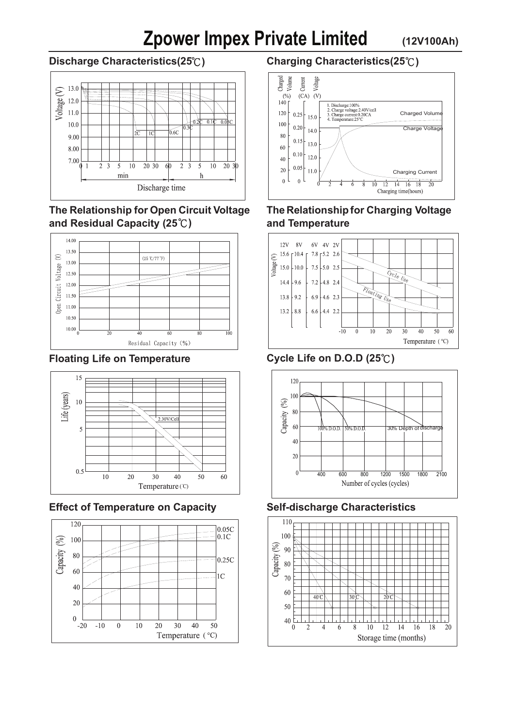# Zpower Impex Private Limited

**(12V100Ah)**

## Discharge Characteristics(25℃)

Voltage (V)
13.0
12.0
11.0
10.0
9.00
8.00
7.00
2C 1C 0.6C 0.3C 0.2C 0.1C 0.05C
0 1 2 3 5 10 20 30 60 2 3 5 10 20 30
min h
Discharge time

## Charging Characteristics(25℃)

Charged Volume (%) Current (CA) Voltage (V)
140
120 0.25 15.0
100 0.20 14.0
80 0.15 13.0
60 0.10 12.0
40 0.05 11.0
20 0
0

1. Discharge:100%
2. Charge voltage:2.40V/cell
3. Charge current:0.20CA
4. Temperature:25°C

Charged Volume
Charge Voltage
Charging Current
0 2 4 6 8 10 12 14 16 18 20
Charging time(hours)

## The Relationship for Open Circuit Voltage and Residual Capacity (25℃)

Open Circuit Voltage (V)
14.00
13.50
13.00
12.50
12.00
11.50
11.00
10.50
10.00
(25℃/77℉)
0 20 40 60 80 100
Residual Capacity (%)

## The Relationship for Charging Voltage and Temperature

Voltage (V)
12V 8V 6V 4V 2V
15.6 10.4 7.8 5.2 2.6
15.0 10.0 7.5 5.0 2.5
14.4 9.6 7.2 4.8 2.4
13.8 9.2 6.9 4.6 2.3
13.2 8.8 6.6 4.4 2.2
Cycle Use
Floating Use
-10 0 10 20 30 40 50 60
Temperature (℃)

## Floating Life on Temperature

Life (years)
15
10
5
0.5
2.30V/Cell
10 20 30 40 50 60
Temperature (℃)

## Cycle Life on D.O.D (25℃)

Capacity (%)
120
100
80
60
40
20
0
100% D.O.D. 50% D.O.D. 30% Depth of discharge
400 600 800 1200 1500 1800 2100
Number of cycles (cycles)

## Effect of Temperature on Capacity

Capacity (%)
120
100
80
60
40
20
0
0.05C
0.1C
0.25C
1C
-20 -10 0 10 20 30 40 50
Temperature (℃)

## Self-discharge Characteristics

Capacity (%)
110
100
90
80
70
60
50
40
40℃ 30℃ 20℃
0 2 4 6 8 10 12 14 16 18 20
Storage time (months)